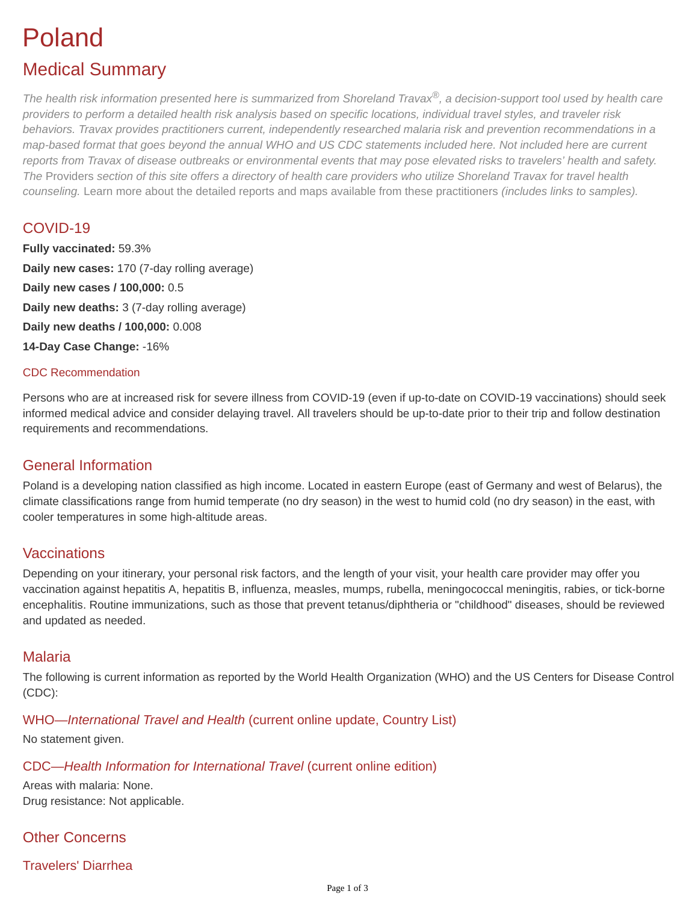# Poland

## Medical Summary

*The health risk information presented here is summarized from Shoreland Travax®, a decision-support tool used by health care providers to perform a detailed health risk analysis based on specific locations, individual travel styles, and traveler risk behaviors. Travax provides practitioners current, independently researched malaria risk and prevention recommendations in a map-based format that goes beyond the annual WHO and US CDC statements included here. Not included here are current reports from Travax of disease outbreaks or environmental events that may pose elevated risks to travelers' health and safety. The* Providers *section of this site offers a directory of health care providers who utilize Shoreland Travax for travel health counseling.* Learn more about the detailed reports and maps available from these practitioners *(includes links to samples).*

### COVID-19

**Fully vaccinated:** 59.3%

**Daily new cases:** 170 (7-day rolling average)

**Daily new cases / 100,000:** 0.5

**Daily new deaths:** 3 (7-day rolling average)

**Daily new deaths / 100,000:** 0.008

**14-Day Case Change:** -16%

#### CDC Recommendation

Persons who are at increased risk for severe illness from COVID-19 (even if up-to-date on COVID-19 vaccinations) should seek informed medical advice and consider delaying travel. All travelers should be up-to-date prior to their trip and follow destination requirements and recommendations.

### General Information

Poland is a developing nation classified as high income. Located in eastern Europe (east of Germany and west of Belarus), the climate classifications range from humid temperate (no dry season) in the west to humid cold (no dry season) in the east, with cooler temperatures in some high-altitude areas.

### Vaccinations

Depending on your itinerary, your personal risk factors, and the length of your visit, your health care provider may offer you vaccination against hepatitis A, hepatitis B, influenza, measles, mumps, rubella, meningococcal meningitis, rabies, or tick-borne encephalitis. Routine immunizations, such as those that prevent tetanus/diphtheria or "childhood" diseases, should be reviewed and updated as needed.

### Malaria

The following is current information as reported by the World Health Organization (WHO) and the US Centers for Disease Control (CDC):

#### WHO—*International Travel and Health* (current online update, Country List)

No statement given.

#### CDC—*Health Information for International Travel* (current online edition)

Areas with malaria: None.
Drug resistance: Not applicable.

### Other Concerns

#### Travelers' Diarrhea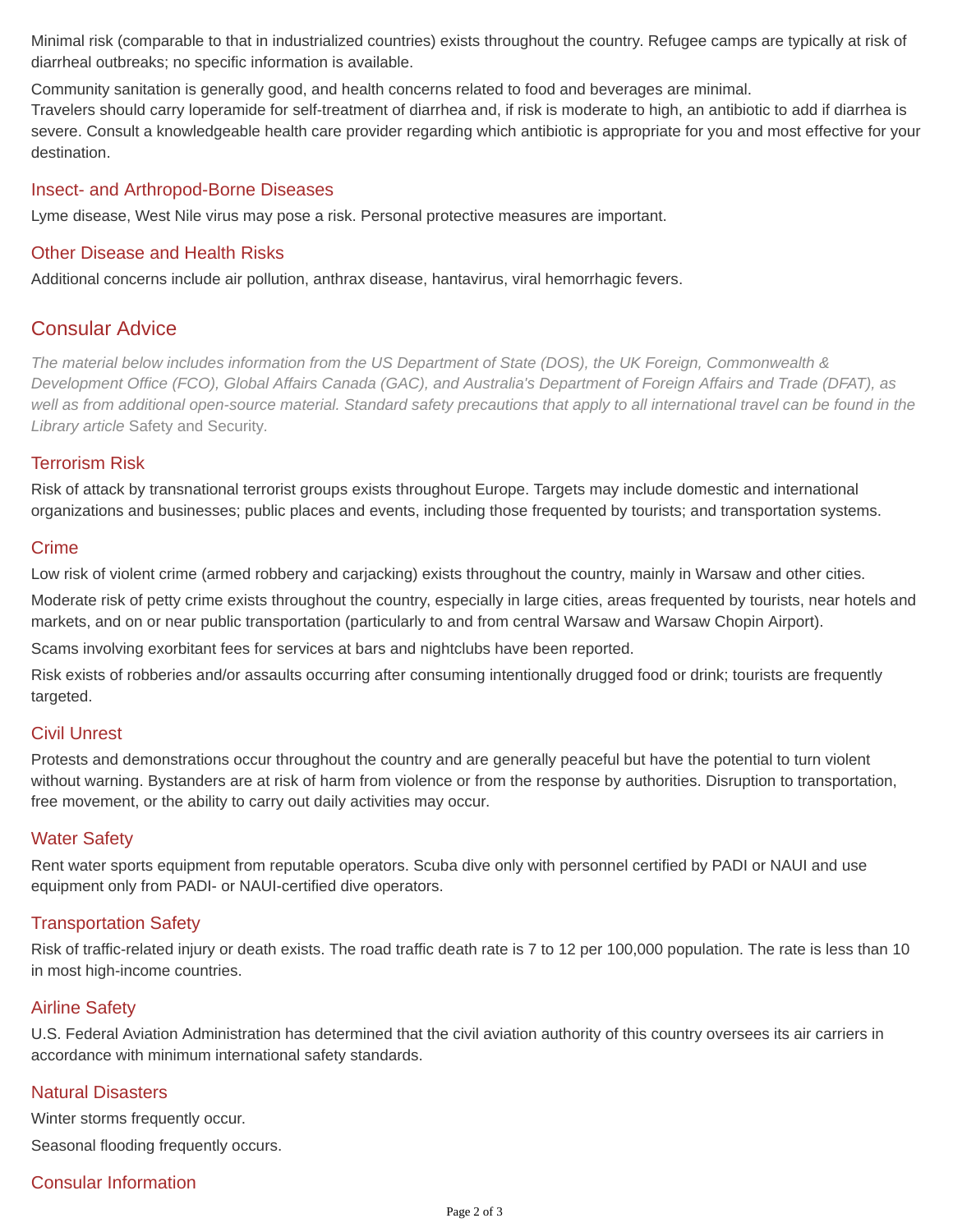Minimal risk (comparable to that in industrialized countries) exists throughout the country. Refugee camps are typically at risk of diarrheal outbreaks; no specific information is available.

Community sanitation is generally good, and health concerns related to food and beverages are minimal.
Travelers should carry loperamide for self-treatment of diarrhea and, if risk is moderate to high, an antibiotic to add if diarrhea is severe. Consult a knowledgeable health care provider regarding which antibiotic is appropriate for you and most effective for your destination.

### Insect- and Arthropod-Borne Diseases

Lyme disease, West Nile virus may pose a risk. Personal protective measures are important.

### Other Disease and Health Risks

Additional concerns include air pollution, anthrax disease, hantavirus, viral hemorrhagic fevers.

## Consular Advice

*The material below includes information from the US Department of State (DOS), the UK Foreign, Commonwealth & Development Office (FCO), Global Affairs Canada (GAC), and Australia's Department of Foreign Affairs and Trade (DFAT), as well as from additional open-source material. Standard safety precautions that apply to all international travel can be found in the Library article* Safety and Security.

### Terrorism Risk

Risk of attack by transnational terrorist groups exists throughout Europe. Targets may include domestic and international organizations and businesses; public places and events, including those frequented by tourists; and transportation systems.

### Crime

Low risk of violent crime (armed robbery and carjacking) exists throughout the country, mainly in Warsaw and other cities.

Moderate risk of petty crime exists throughout the country, especially in large cities, areas frequented by tourists, near hotels and markets, and on or near public transportation (particularly to and from central Warsaw and Warsaw Chopin Airport).

Scams involving exorbitant fees for services at bars and nightclubs have been reported.

Risk exists of robberies and/or assaults occurring after consuming intentionally drugged food or drink; tourists are frequently targeted.

### Civil Unrest

Protests and demonstrations occur throughout the country and are generally peaceful but have the potential to turn violent without warning. Bystanders are at risk of harm from violence or from the response by authorities. Disruption to transportation, free movement, or the ability to carry out daily activities may occur.

### Water Safety

Rent water sports equipment from reputable operators. Scuba dive only with personnel certified by PADI or NAUI and use equipment only from PADI- or NAUI-certified dive operators.

### Transportation Safety

Risk of traffic-related injury or death exists. The road traffic death rate is 7 to 12 per 100,000 population. The rate is less than 10 in most high-income countries.

### Airline Safety

U.S. Federal Aviation Administration has determined that the civil aviation authority of this country oversees its air carriers in accordance with minimum international safety standards.

### Natural Disasters

Winter storms frequently occur.

Seasonal flooding frequently occurs.

### Consular Information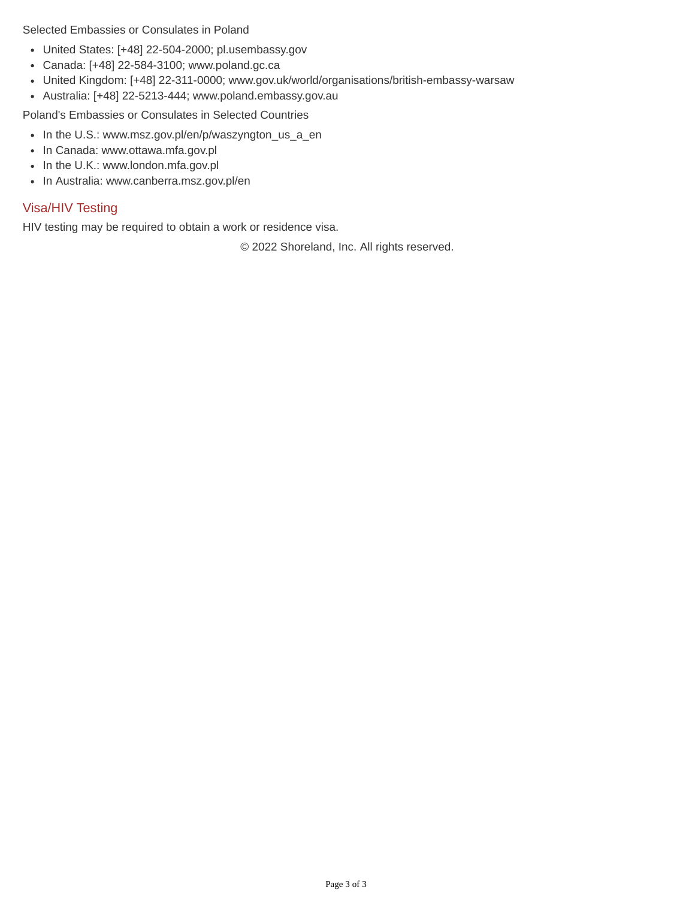Selected Embassies or Consulates in Poland

- United States: [+48] 22-504-2000; pl.usembassy.gov
- Canada: [+48] 22-584-3100; www.poland.gc.ca
- United Kingdom: [+48] 22-311-0000; www.gov.uk/world/organisations/british-embassy-warsaw
- Australia: [+48] 22-5213-444; www.poland.embassy.gov.au

Poland's Embassies or Consulates in Selected Countries

- In the U.S.: www.msz.gov.pl/en/p/waszyngton_us_a_en
- In Canada: www.ottawa.mfa.gov.pl
- In the U.K.: www.london.mfa.gov.pl
- In Australia: www.canberra.msz.gov.pl/en

## Visa/HIV Testing

HIV testing may be required to obtain a work or residence visa.

© 2022 Shoreland, Inc. All rights reserved.